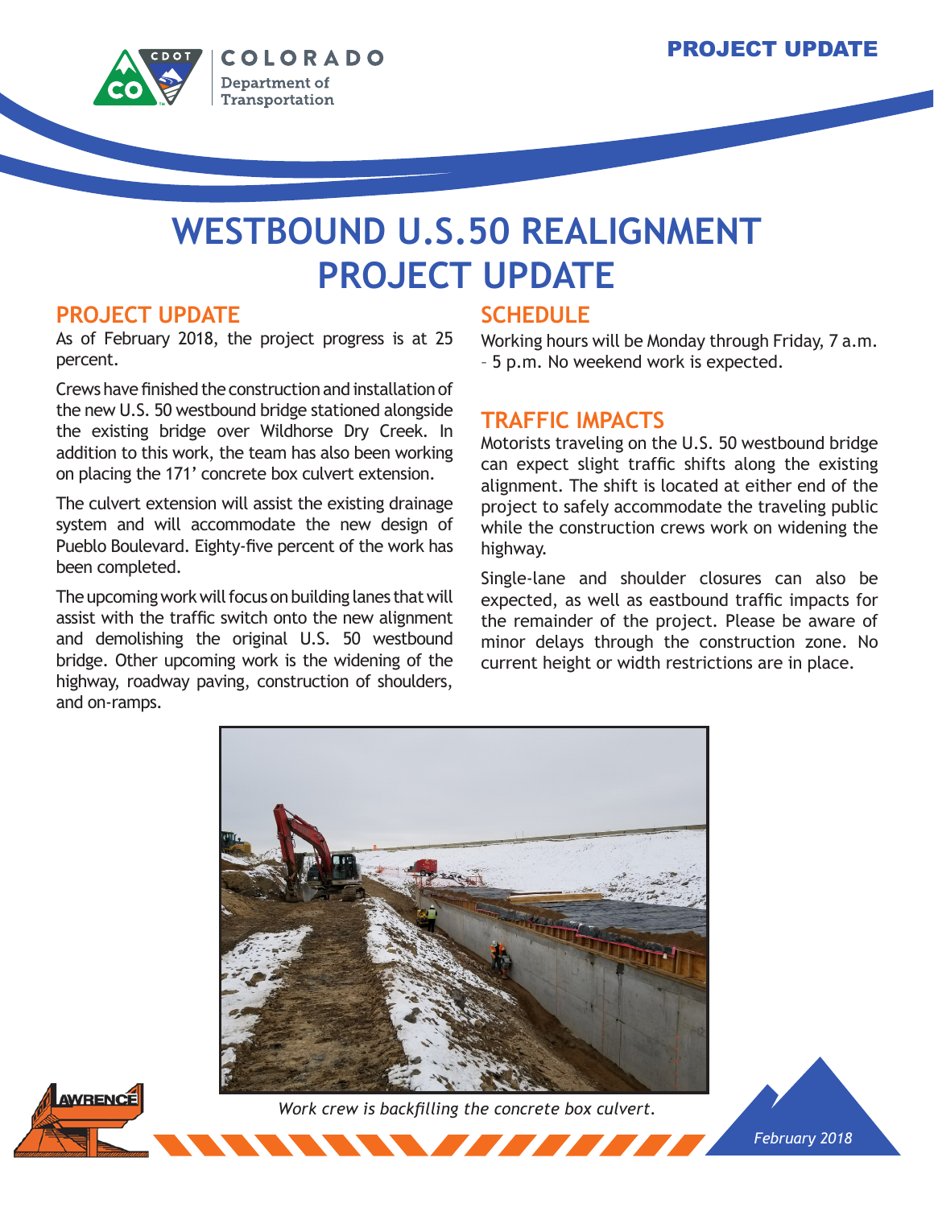PROJECT UPDATE

# WESTBOUND U.S.50 REALIGNMENT PROJECT UPDATE

## PROJECT UPDATE

As of February 2018, the project progress is at 25 percent.

Crews have finished the construction and installation of the new U.S. 50 westbound bridge stationed alongside the existing bridge over Wildhorse Dry Creek. In addition to this work, the team has also been working on placing the 171' concrete box culvert extension.

The culvert extension will assist the existing drainage system and will accommodate the new design of Pueblo Boulevard. Eighty-five percent of the work has been completed.

The upcoming work will focus on building lanes that will assist with the traffic switch onto the new alignment and demolishing the original U.S. 50 westbound bridge. Other upcoming work is the widening of the highway, roadway paving, construction of shoulders, and on-ramps.

## SCHEDULE

Working hours will be Monday through Friday, 7 a.m. – 5 p.m. No weekend work is expected.

## TRAFFIC IMPACTS

Motorists traveling on the U.S. 50 westbound bridge can expect slight traffic shifts along the existing alignment. The shift is located at either end of the project to safely accommodate the traveling public while the construction crews work on widening the highway.

Single-lane and shoulder closures can also be expected, as well as eastbound traffic impacts for the remainder of the project. Please be aware of minor delays through the construction zone. No current height or width restrictions are in place.

*Work crew is backfilling the concrete box culvert.*

*February 2018*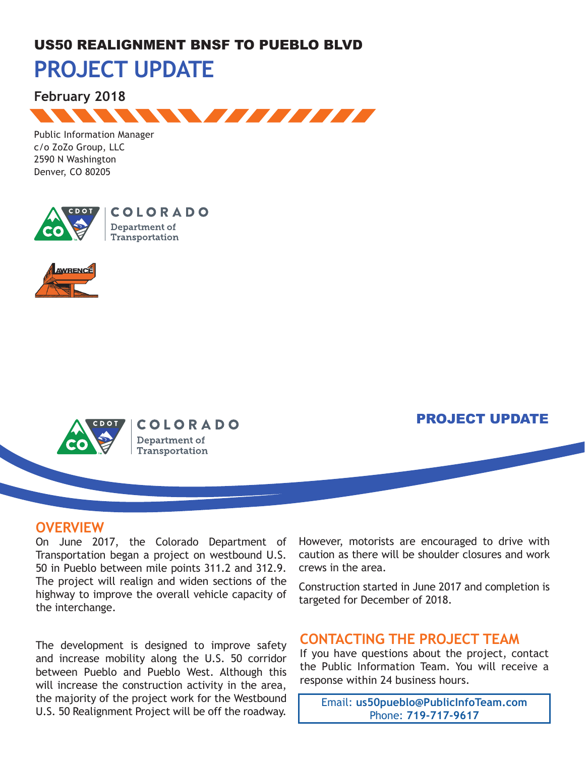## US50 REALIGNMENT BNSF TO PUEBLO BLVD

# PROJECT UPDATE

**February 2018**

Public Information Manager
c/o ZoZo Group, LLC
2590 N Washington
Denver, CO 80205

COLORADO Department of Transportation

LAWRENCE

COLORADO Department of Transportation

PROJECT UPDATE

## OVERVIEW

On June 2017, the Colorado Department of Transportation began a project on westbound U.S. 50 in Pueblo between mile points 311.2 and 312.9. The project will realign and widen sections of the highway to improve the overall vehicle capacity of the interchange.

The development is designed to improve safety and increase mobility along the U.S. 50 corridor between Pueblo and Pueblo West. Although this will increase the construction activity in the area, the majority of the project work for the Westbound U.S. 50 Realignment Project will be off the roadway. However, motorists are encouraged to drive with caution as there will be shoulder closures and work crews in the area.

Construction started in June 2017 and completion is targeted for December of 2018.

## CONTACTING THE PROJECT TEAM

If you have questions about the project, contact the Public Information Team. You will receive a response within 24 business hours.

Email: **us50pueblo@PublicInfoTeam.com**
Phone: **719-717-9617**